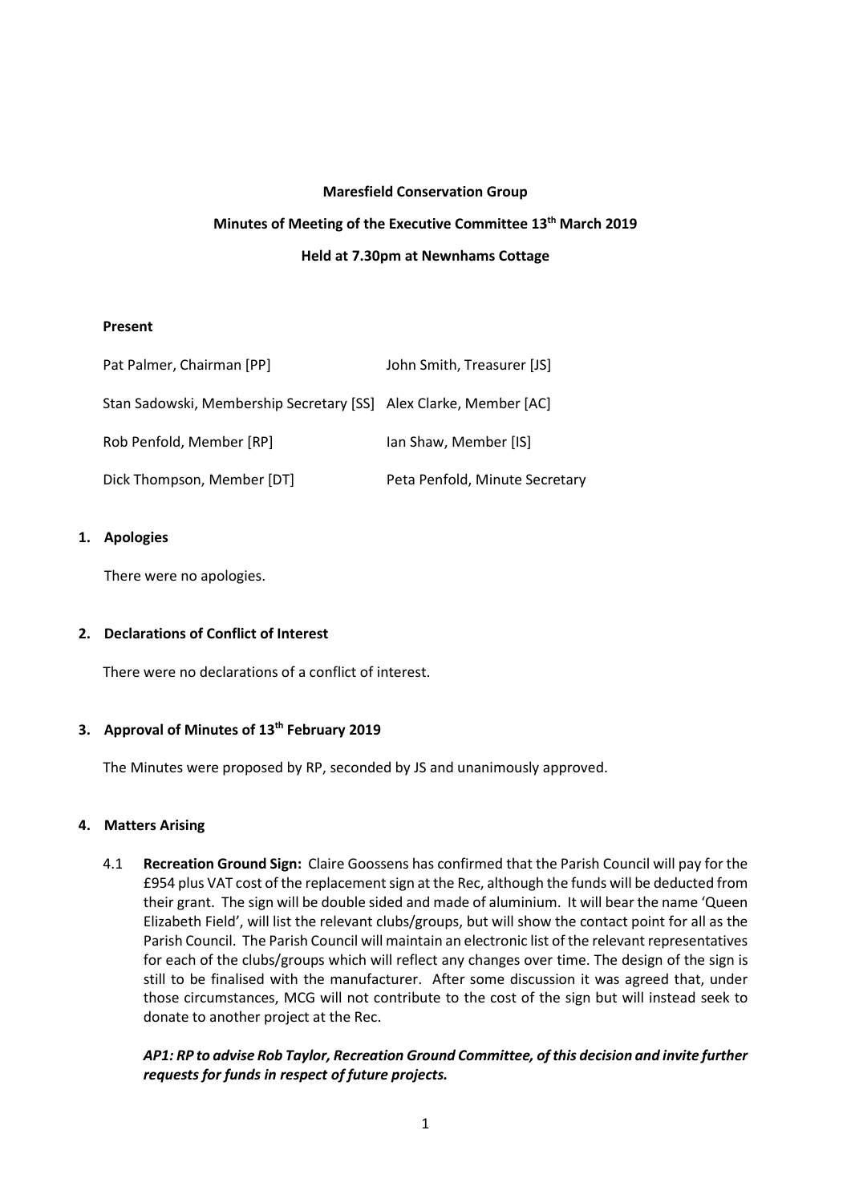**Maresfield Conservation Group**

**Minutes of Meeting of the Executive Committee 13th March 2019**

**Held at 7.30pm at Newnhams Cottage**

**Present**

| | |
|---|---|
| Pat Palmer, Chairman [PP] | John Smith, Treasurer [JS] |
| Stan Sadowski, Membership Secretary [SS] | Alex Clarke, Member [AC] |
| Rob Penfold, Member [RP] | Ian Shaw, Member [IS] |
| Dick Thompson, Member [DT] | Peta Penfold, Minute Secretary |

## 1. Apologies

There were no apologies.

## 2. Declarations of Conflict of Interest

There were no declarations of a conflict of interest.

## 3. Approval of Minutes of 13th February 2019

The Minutes were proposed by RP, seconded by JS and unanimously approved.

## 4. Matters Arising

4.1 **Recreation Ground Sign:** Claire Goossens has confirmed that the Parish Council will pay for the £954 plus VAT cost of the replacement sign at the Rec, although the funds will be deducted from their grant. The sign will be double sided and made of aluminium. It will bear the name 'Queen Elizabeth Field', will list the relevant clubs/groups, but will show the contact point for all as the Parish Council. The Parish Council will maintain an electronic list of the relevant representatives for each of the clubs/groups which will reflect any changes over time. The design of the sign is still to be finalised with the manufacturer. After some discussion it was agreed that, under those circumstances, MCG will not contribute to the cost of the sign but will instead seek to donate to another project at the Rec.

***AP1: RP to advise Rob Taylor, Recreation Ground Committee, of this decision and invite further requests for funds in respect of future projects.***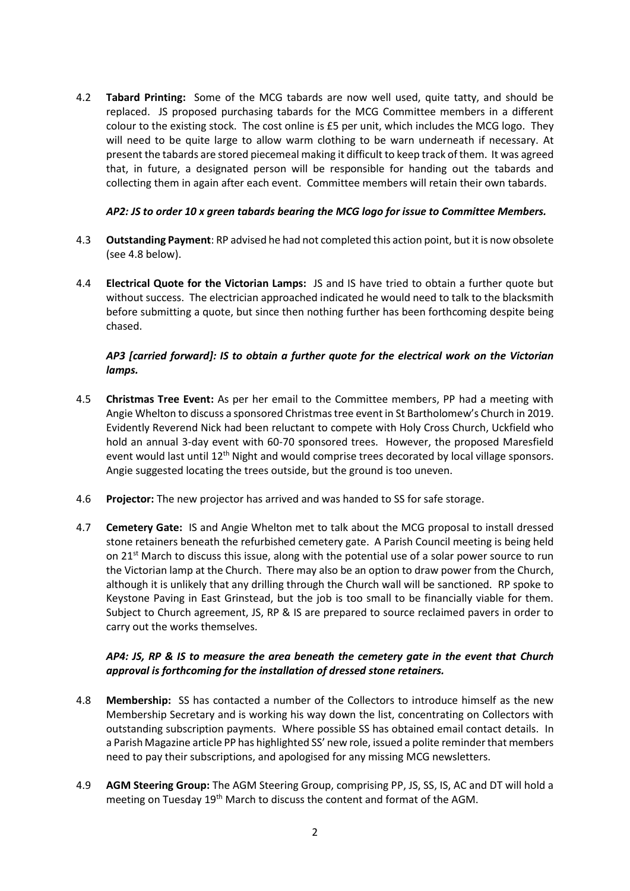4.2 **Tabard Printing:** Some of the MCG tabards are now well used, quite tatty, and should be replaced. JS proposed purchasing tabards for the MCG Committee members in a different colour to the existing stock. The cost online is £5 per unit, which includes the MCG logo. They will need to be quite large to allow warm clothing to be warn underneath if necessary. At present the tabards are stored piecemeal making it difficult to keep track of them. It was agreed that, in future, a designated person will be responsible for handing out the tabards and collecting them in again after each event. Committee members will retain their own tabards.

*AP2: JS to order 10 x green tabards bearing the MCG logo for issue to Committee Members.*

4.3 **Outstanding Payment**: RP advised he had not completed this action point, but it is now obsolete (see 4.8 below).

4.4 **Electrical Quote for the Victorian Lamps:** JS and IS have tried to obtain a further quote but without success. The electrician approached indicated he would need to talk to the blacksmith before submitting a quote, but since then nothing further has been forthcoming despite being chased.

*AP3 [carried forward]: IS to obtain a further quote for the electrical work on the Victorian lamps.*

4.5 **Christmas Tree Event:** As per her email to the Committee members, PP had a meeting with Angie Whelton to discuss a sponsored Christmas tree event in St Bartholomew's Church in 2019. Evidently Reverend Nick had been reluctant to compete with Holy Cross Church, Uckfield who hold an annual 3-day event with 60-70 sponsored trees. However, the proposed Maresfield event would last until 12th Night and would comprise trees decorated by local village sponsors. Angie suggested locating the trees outside, but the ground is too uneven.

4.6 **Projector:** The new projector has arrived and was handed to SS for safe storage.

4.7 **Cemetery Gate:** IS and Angie Whelton met to talk about the MCG proposal to install dressed stone retainers beneath the refurbished cemetery gate. A Parish Council meeting is being held on 21st March to discuss this issue, along with the potential use of a solar power source to run the Victorian lamp at the Church. There may also be an option to draw power from the Church, although it is unlikely that any drilling through the Church wall will be sanctioned. RP spoke to Keystone Paving in East Grinstead, but the job is too small to be financially viable for them. Subject to Church agreement, JS, RP & IS are prepared to source reclaimed pavers in order to carry out the works themselves.

*AP4: JS, RP & IS to measure the area beneath the cemetery gate in the event that Church approval is forthcoming for the installation of dressed stone retainers.*

4.8 **Membership:** SS has contacted a number of the Collectors to introduce himself as the new Membership Secretary and is working his way down the list, concentrating on Collectors with outstanding subscription payments. Where possible SS has obtained email contact details. In a Parish Magazine article PP has highlighted SS' new role, issued a polite reminder that members need to pay their subscriptions, and apologised for any missing MCG newsletters.

4.9 **AGM Steering Group:** The AGM Steering Group, comprising PP, JS, SS, IS, AC and DT will hold a meeting on Tuesday 19th March to discuss the content and format of the AGM.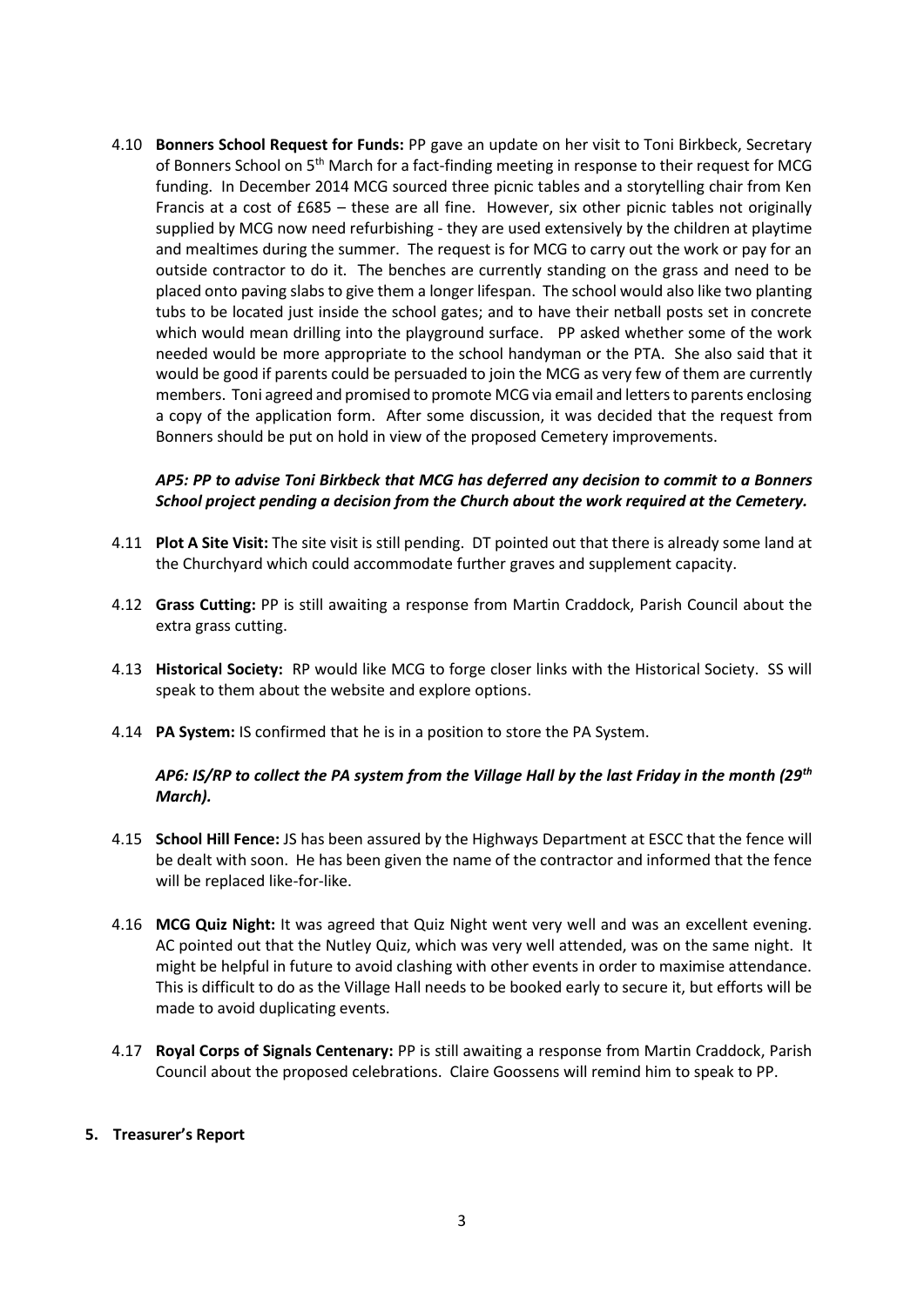4.10 **Bonners School Request for Funds:** PP gave an update on her visit to Toni Birkbeck, Secretary of Bonners School on 5th March for a fact-finding meeting in response to their request for MCG funding. In December 2014 MCG sourced three picnic tables and a storytelling chair from Ken Francis at a cost of £685 – these are all fine. However, six other picnic tables not originally supplied by MCG now need refurbishing - they are used extensively by the children at playtime and mealtimes during the summer. The request is for MCG to carry out the work or pay for an outside contractor to do it. The benches are currently standing on the grass and need to be placed onto paving slabs to give them a longer lifespan. The school would also like two planting tubs to be located just inside the school gates; and to have their netball posts set in concrete which would mean drilling into the playground surface. PP asked whether some of the work needed would be more appropriate to the school handyman or the PTA. She also said that it would be good if parents could be persuaded to join the MCG as very few of them are currently members. Toni agreed and promised to promote MCG via email and letters to parents enclosing a copy of the application form. After some discussion, it was decided that the request from Bonners should be put on hold in view of the proposed Cemetery improvements.

*AP5: PP to advise Toni Birkbeck that MCG has deferred any decision to commit to a Bonners School project pending a decision from the Church about the work required at the Cemetery.*

4.11 **Plot A Site Visit:** The site visit is still pending. DT pointed out that there is already some land at the Churchyard which could accommodate further graves and supplement capacity.

4.12 **Grass Cutting:** PP is still awaiting a response from Martin Craddock, Parish Council about the extra grass cutting.

4.13 **Historical Society:** RP would like MCG to forge closer links with the Historical Society. SS will speak to them about the website and explore options.

4.14 **PA System:** IS confirmed that he is in a position to store the PA System.

*AP6: IS/RP to collect the PA system from the Village Hall by the last Friday in the month (29th March).*

4.15 **School Hill Fence:** JS has been assured by the Highways Department at ESCC that the fence will be dealt with soon. He has been given the name of the contractor and informed that the fence will be replaced like-for-like.

4.16 **MCG Quiz Night:** It was agreed that Quiz Night went very well and was an excellent evening. AC pointed out that the Nutley Quiz, which was very well attended, was on the same night. It might be helpful in future to avoid clashing with other events in order to maximise attendance. This is difficult to do as the Village Hall needs to be booked early to secure it, but efforts will be made to avoid duplicating events.

4.17 **Royal Corps of Signals Centenary:** PP is still awaiting a response from Martin Craddock, Parish Council about the proposed celebrations. Claire Goossens will remind him to speak to PP.

## 5. Treasurer's Report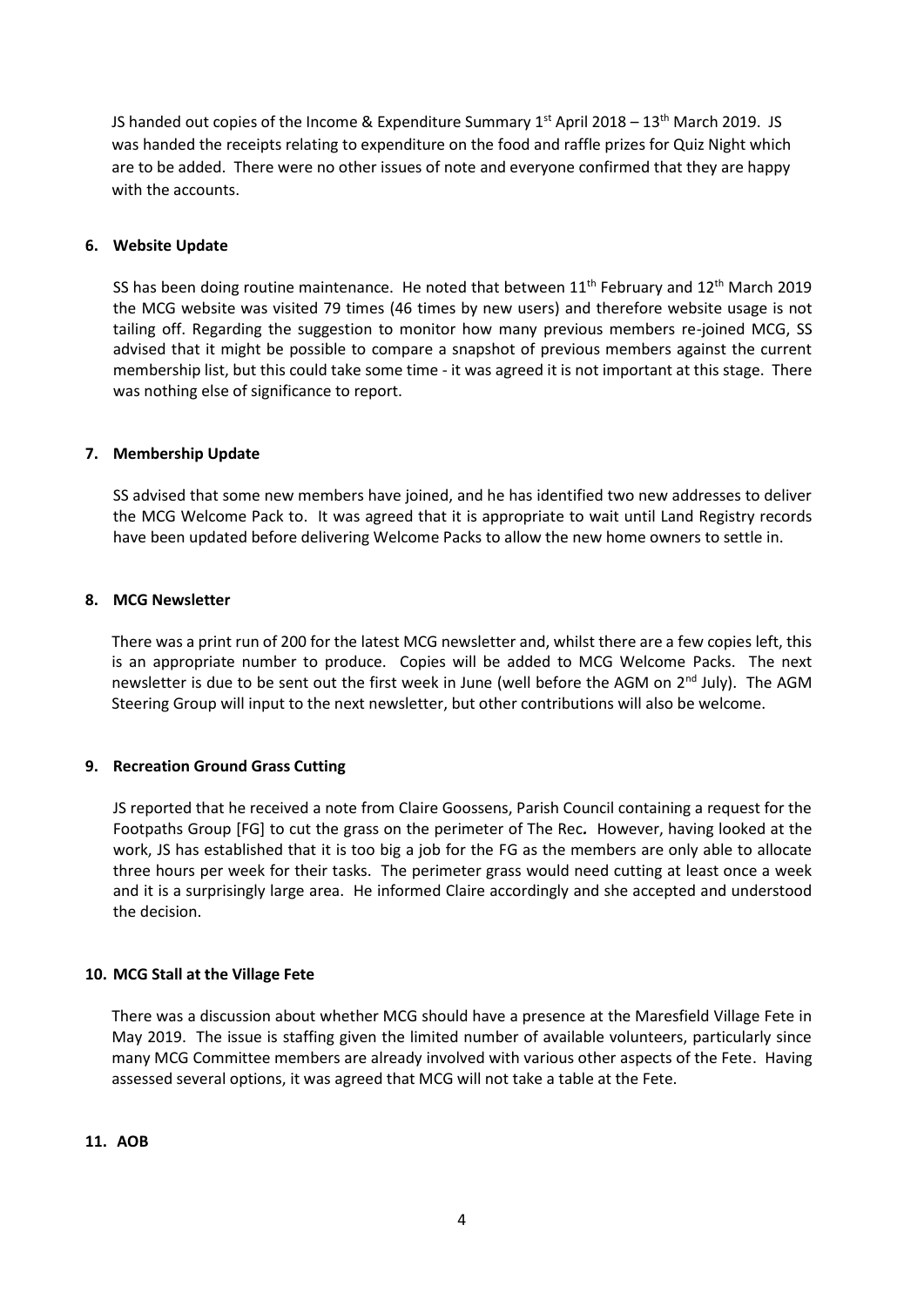JS handed out copies of the Income & Expenditure Summary 1st April 2018 – 13th March 2019. JS was handed the receipts relating to expenditure on the food and raffle prizes for Quiz Night which are to be added. There were no other issues of note and everyone confirmed that they are happy with the accounts.

## 6. Website Update

SS has been doing routine maintenance. He noted that between 11th February and 12th March 2019 the MCG website was visited 79 times (46 times by new users) and therefore website usage is not tailing off. Regarding the suggestion to monitor how many previous members re-joined MCG, SS advised that it might be possible to compare a snapshot of previous members against the current membership list, but this could take some time - it was agreed it is not important at this stage. There was nothing else of significance to report.

## 7. Membership Update

SS advised that some new members have joined, and he has identified two new addresses to deliver the MCG Welcome Pack to. It was agreed that it is appropriate to wait until Land Registry records have been updated before delivering Welcome Packs to allow the new home owners to settle in.

## 8. MCG Newsletter

There was a print run of 200 for the latest MCG newsletter and, whilst there are a few copies left, this is an appropriate number to produce. Copies will be added to MCG Welcome Packs. The next newsletter is due to be sent out the first week in June (well before the AGM on 2nd July). The AGM Steering Group will input to the next newsletter, but other contributions will also be welcome.

## 9. Recreation Ground Grass Cutting

JS reported that he received a note from Claire Goossens, Parish Council containing a request for the Footpaths Group [FG] to cut the grass on the perimeter of The Rec**.** However, having looked at the work, JS has established that it is too big a job for the FG as the members are only able to allocate three hours per week for their tasks. The perimeter grass would need cutting at least once a week and it is a surprisingly large area. He informed Claire accordingly and she accepted and understood the decision.

## 10. MCG Stall at the Village Fete

There was a discussion about whether MCG should have a presence at the Maresfield Village Fete in May 2019. The issue is staffing given the limited number of available volunteers, particularly since many MCG Committee members are already involved with various other aspects of the Fete. Having assessed several options, it was agreed that MCG will not take a table at the Fete.

## 11. AOB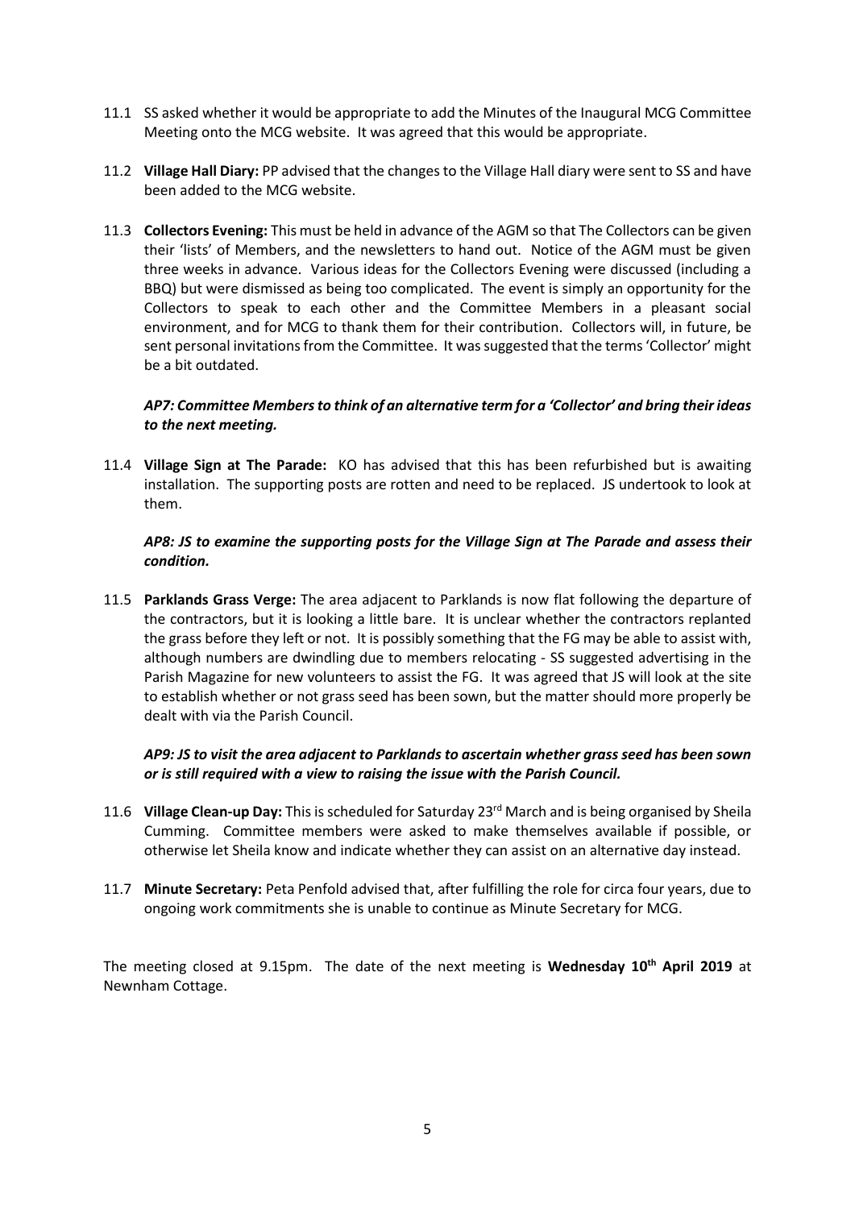11.1 SS asked whether it would be appropriate to add the Minutes of the Inaugural MCG Committee Meeting onto the MCG website. It was agreed that this would be appropriate.

11.2 **Village Hall Diary:** PP advised that the changes to the Village Hall diary were sent to SS and have been added to the MCG website.

11.3 **Collectors Evening:** This must be held in advance of the AGM so that The Collectors can be given their 'lists' of Members, and the newsletters to hand out. Notice of the AGM must be given three weeks in advance. Various ideas for the Collectors Evening were discussed (including a BBQ) but were dismissed as being too complicated. The event is simply an opportunity for the Collectors to speak to each other and the Committee Members in a pleasant social environment, and for MCG to thank them for their contribution. Collectors will, in future, be sent personal invitations from the Committee. It was suggested that the terms 'Collector' might be a bit outdated.

***AP7: Committee Members to think of an alternative term for a 'Collector' and bring their ideas to the next meeting.***

11.4 **Village Sign at The Parade:** KO has advised that this has been refurbished but is awaiting installation. The supporting posts are rotten and need to be replaced. JS undertook to look at them.

***AP8: JS to examine the supporting posts for the Village Sign at The Parade and assess their condition.***

11.5 **Parklands Grass Verge:** The area adjacent to Parklands is now flat following the departure of the contractors, but it is looking a little bare. It is unclear whether the contractors replanted the grass before they left or not. It is possibly something that the FG may be able to assist with, although numbers are dwindling due to members relocating - SS suggested advertising in the Parish Magazine for new volunteers to assist the FG. It was agreed that JS will look at the site to establish whether or not grass seed has been sown, but the matter should more properly be dealt with via the Parish Council.

***AP9: JS to visit the area adjacent to Parklands to ascertain whether grass seed has been sown or is still required with a view to raising the issue with the Parish Council.***

11.6 **Village Clean-up Day:** This is scheduled for Saturday 23rd March and is being organised by Sheila Cumming. Committee members were asked to make themselves available if possible, or otherwise let Sheila know and indicate whether they can assist on an alternative day instead.

11.7 **Minute Secretary:** Peta Penfold advised that, after fulfilling the role for circa four years, due to ongoing work commitments she is unable to continue as Minute Secretary for MCG.

The meeting closed at 9.15pm. The date of the next meeting is **Wednesday 10th April 2019** at Newnham Cottage.